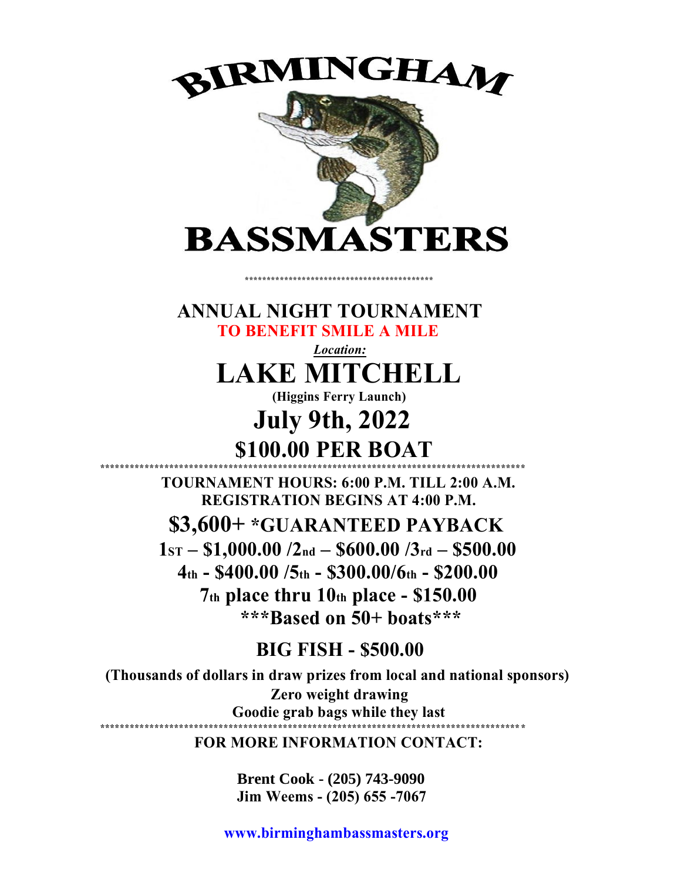# BIRMINGHAM BASSMASTERS

******************************************

## ANNUAL NIGHT TOURNAMENT

**TO BENEFIT SMILE A MILE**

***Location:***

# LAKE MITCHELL

**(Higgins Ferry Launch)**

## July 9th, 2022

## $100.00 PER BOAT

*****************************************************************************************

**TOURNAMENT HOURS: 6:00 P.M. TILL 2:00 A.M.**

**REGISTRATION BEGINS AT 4:00 P.M.**

## $3,600+ *GUARANTEED PAYBACK

**1ST – $1,000.00 /2nd – $600.00 /3rd – $500.00**

**4th - $400.00 /5th - $300.00/6th - $200.00**

**7th place thru 10th place - $150.00**

*****Based on 50+ boats*****

## BIG FISH - $500.00

**(Thousands of dollars in draw prizes from local and national sponsors)**

**Zero weight drawing**

**Goodie grab bags while they last**

*****************************************************************************************

**FOR MORE INFORMATION CONTACT:**

**Brent Cook - (205) 743-9090**
**Jim Weems - (205) 655 -7067**

**www.birminghambassmasters.org**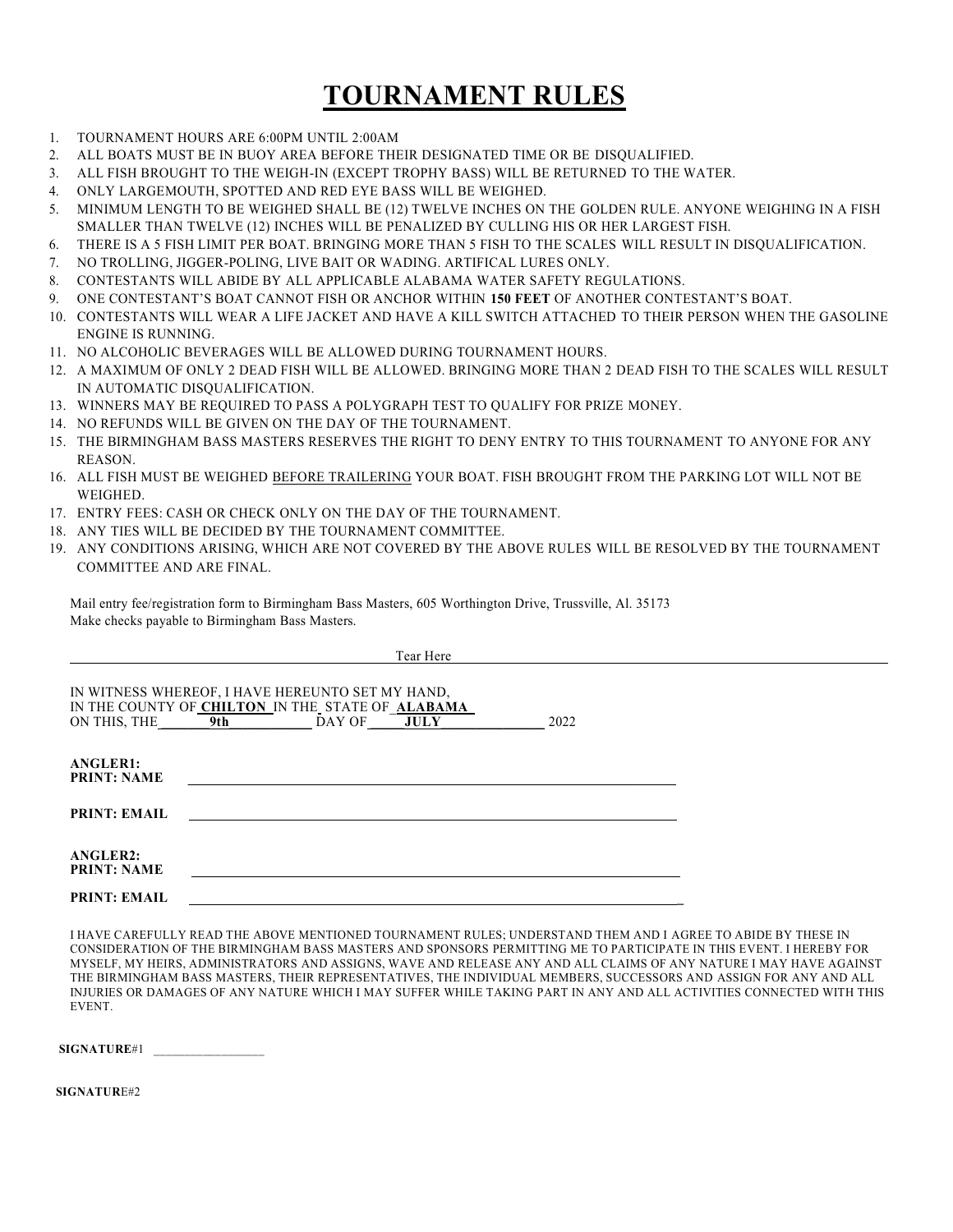# TOURNAMENT RULES

1. TOURNAMENT HOURS ARE 6:00PM UNTIL 2:00AM
2. ALL BOATS MUST BE IN BUOY AREA BEFORE THEIR DESIGNATED TIME OR BE DISQUALIFIED.
3. ALL FISH BROUGHT TO THE WEIGH-IN (EXCEPT TROPHY BASS) WILL BE RETURNED TO THE WATER.
4. ONLY LARGEMOUTH, SPOTTED AND RED EYE BASS WILL BE WEIGHED.
5. MINIMUM LENGTH TO BE WEIGHED SHALL BE (12) TWELVE INCHES ON THE GOLDEN RULE. ANYONE WEIGHING IN A FISH SMALLER THAN TWELVE (12) INCHES WILL BE PENALIZED BY CULLING HIS OR HER LARGEST FISH.
6. THERE IS A 5 FISH LIMIT PER BOAT. BRINGING MORE THAN 5 FISH TO THE SCALES WILL RESULT IN DISQUALIFICATION.
7. NO TROLLING, JIGGER-POLING, LIVE BAIT OR WADING. ARTIFICAL LURES ONLY.
8. CONTESTANTS WILL ABIDE BY ALL APPLICABLE ALABAMA WATER SAFETY REGULATIONS.
9. ONE CONTESTANT'S BOAT CANNOT FISH OR ANCHOR WITHIN **150 FEET** OF ANOTHER CONTESTANT'S BOAT.
10. CONTESTANTS WILL WEAR A LIFE JACKET AND HAVE A KILL SWITCH ATTACHED TO THEIR PERSON WHEN THE GASOLINE ENGINE IS RUNNING.
11. NO ALCOHOLIC BEVERAGES WILL BE ALLOWED DURING TOURNAMENT HOURS.
12. A MAXIMUM OF ONLY 2 DEAD FISH WILL BE ALLOWED. BRINGING MORE THAN 2 DEAD FISH TO THE SCALES WILL RESULT IN AUTOMATIC DISQUALIFICATION.
13. WINNERS MAY BE REQUIRED TO PASS A POLYGRAPH TEST TO QUALIFY FOR PRIZE MONEY.
14. NO REFUNDS WILL BE GIVEN ON THE DAY OF THE TOURNAMENT.
15. THE BIRMINGHAM BASS MASTERS RESERVES THE RIGHT TO DENY ENTRY TO THIS TOURNAMENT TO ANYONE FOR ANY REASON.
16. ALL FISH MUST BE WEIGHED BEFORE TRAILERING YOUR BOAT. FISH BROUGHT FROM THE PARKING LOT WILL NOT BE WEIGHED.
17. ENTRY FEES: CASH OR CHECK ONLY ON THE DAY OF THE TOURNAMENT.
18. ANY TIES WILL BE DECIDED BY THE TOURNAMENT COMMITTEE.
19. ANY CONDITIONS ARISING, WHICH ARE NOT COVERED BY THE ABOVE RULES WILL BE RESOLVED BY THE TOURNAMENT COMMITTEE AND ARE FINAL.

Mail entry fee/registration form to Birmingham Bass Masters, 605 Worthington Drive, Trussville, Al. 35173
Make checks payable to Birmingham Bass Masters.

Tear Here

IN WITNESS WHEREOF, I HAVE HEREUNTO SET MY HAND,
IN THE COUNTY OF **CHILTON** IN THE STATE OF **ALABAMA**
ON THIS, THE **9th** DAY OF **JULY** 2022

**ANGLER1:**
**PRINT: NAME** ______________________________

**PRINT: EMAIL** ______________________________

**ANGLER2:**
**PRINT: NAME** ______________________________

**PRINT: EMAIL** ______________________________

I HAVE CAREFULLY READ THE ABOVE MENTIONED TOURNAMENT RULES; UNDERSTAND THEM AND I AGREE TO ABIDE BY THESE IN CONSIDERATION OF THE BIRMINGHAM BASS MASTERS AND SPONSORS PERMITTING ME TO PARTICIPATE IN THIS EVENT. I HEREBY FOR MYSELF, MY HEIRS, ADMINISTRATORS AND ASSIGNS, WAVE AND RELEASE ANY AND ALL CLAIMS OF ANY NATURE I MAY HAVE AGAINST THE BIRMINGHAM BASS MASTERS, THEIR REPRESENTATIVES, THE INDIVIDUAL MEMBERS, SUCCESSORS AND ASSIGN FOR ANY AND ALL INJURIES OR DAMAGES OF ANY NATURE WHICH I MAY SUFFER WHILE TAKING PART IN ANY AND ALL ACTIVITIES CONNECTED WITH THIS EVENT.

**SIGNATURE**#1 ______________

**SIGNATUR**E#2